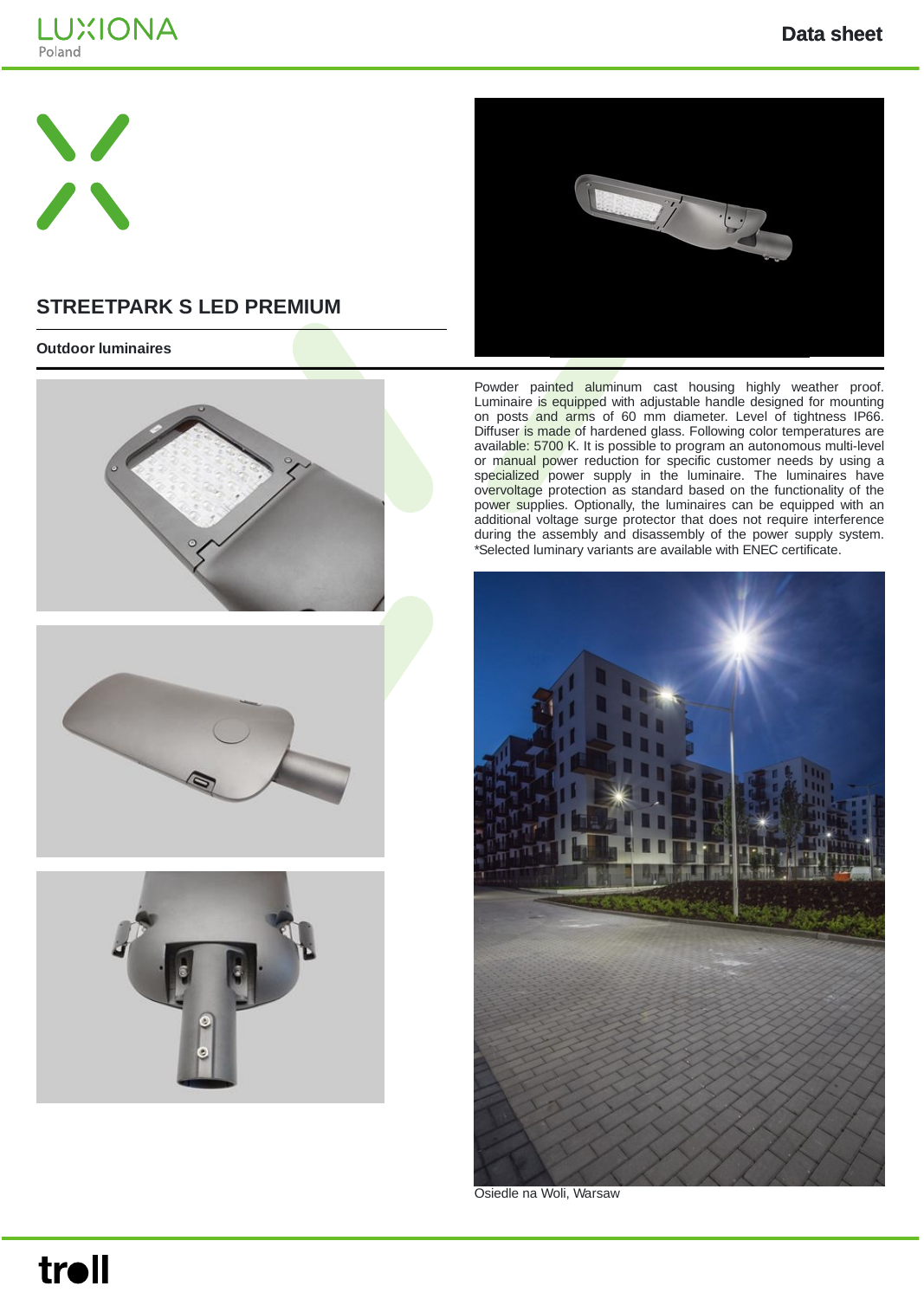# STREETPARK S LED PREMIUM

**Outdoor luminaires**

Powder painted aluminum cast housing highly weather proof. Luminaire is equipped with adjustable handle designed for mounting on posts and arms of 60 mm diameter. Level of tightness IP66. Diffuser is made of hardened glass. Following color temperatures are available: 5700 K. It is possible to program an autonomous multi-level or manual power reduction for specific customer needs by using a specialized power supply in the luminaire. The luminaires have overvoltage protection as standard based on the functionality of the power supplies. Optionally, the luminaires can be equipped with an additional voltage surge protector that does not require interference during the assembly and disassembly of the power supply system. *Selected luminary variants are available with ENEC certificate.

Osiedle na Woli, Warsaw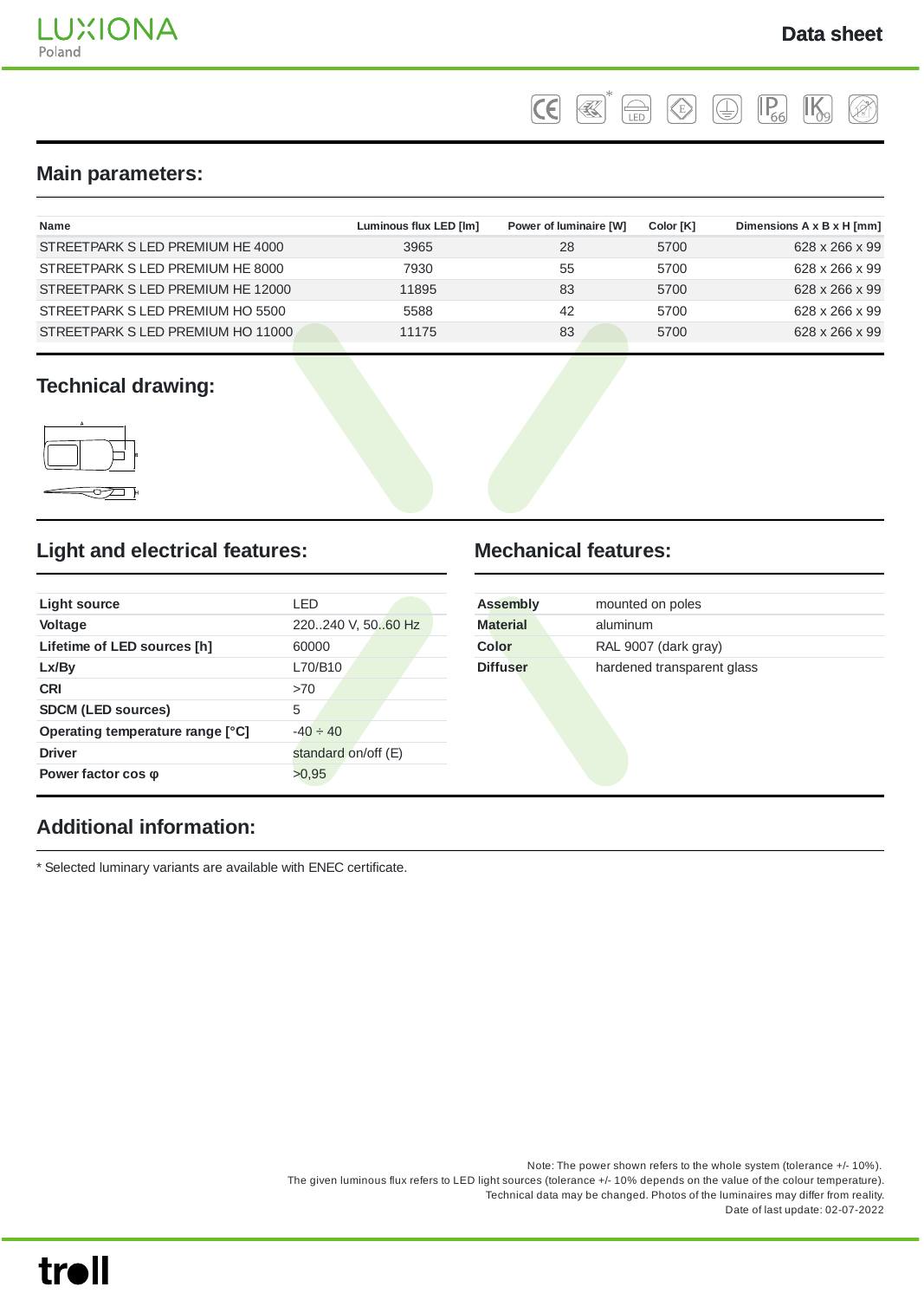Data sheet

## Main parameters:

| Name | Luminous flux LED [lm] | Power of luminaire [W] | Color [K] | Dimensions A x B x H [mm] |
|---|---|---|---|---|
| STREETPARK S LED PREMIUM HE 4000 | 3965 | 28 | 5700 | 628 x 266 x 99 |
| STREETPARK S LED PREMIUM HE 8000 | 7930 | 55 | 5700 | 628 x 266 x 99 |
| STREETPARK S LED PREMIUM HE 12000 | 11895 | 83 | 5700 | 628 x 266 x 99 |
| STREETPARK S LED PREMIUM HO 5500 | 5588 | 42 | 5700 | 628 x 266 x 99 |
| STREETPARK S LED PREMIUM HO 11000 | 11175 | 83 | 5700 | 628 x 266 x 99 |

## Technical drawing:

## Light and electrical features:

| | |
|---|---|
| **Light source** | LED |
| **Voltage** | 220..240 V, 50..60 Hz |
| **Lifetime of LED sources [h]** | 60000 |
| **Lx/By** | L70/B10 |
| **CRI** | >70 |
| **SDCM (LED sources)** | 5 |
| **Operating temperature range [°C]** | -40 ÷ 40 |
| **Driver** | standard on/off (E) |
| **Power factor cos φ** | >0,95 |

## Mechanical features:

| | |
|---|---|
| **Assembly** | mounted on poles |
| **Material** | aluminum |
| **Color** | RAL 9007 (dark gray) |
| **Diffuser** | hardened transparent glass |

## Additional information:

* Selected luminary variants are available with ENEC certificate.

Note: The power shown refers to the whole system (tolerance +/- 10%).
The given luminous flux refers to LED light sources (tolerance +/- 10% depends on the value of the colour temperature).
Technical data may be changed. Photos of the luminaires may differ from reality.
Date of last update: 02-07-2022